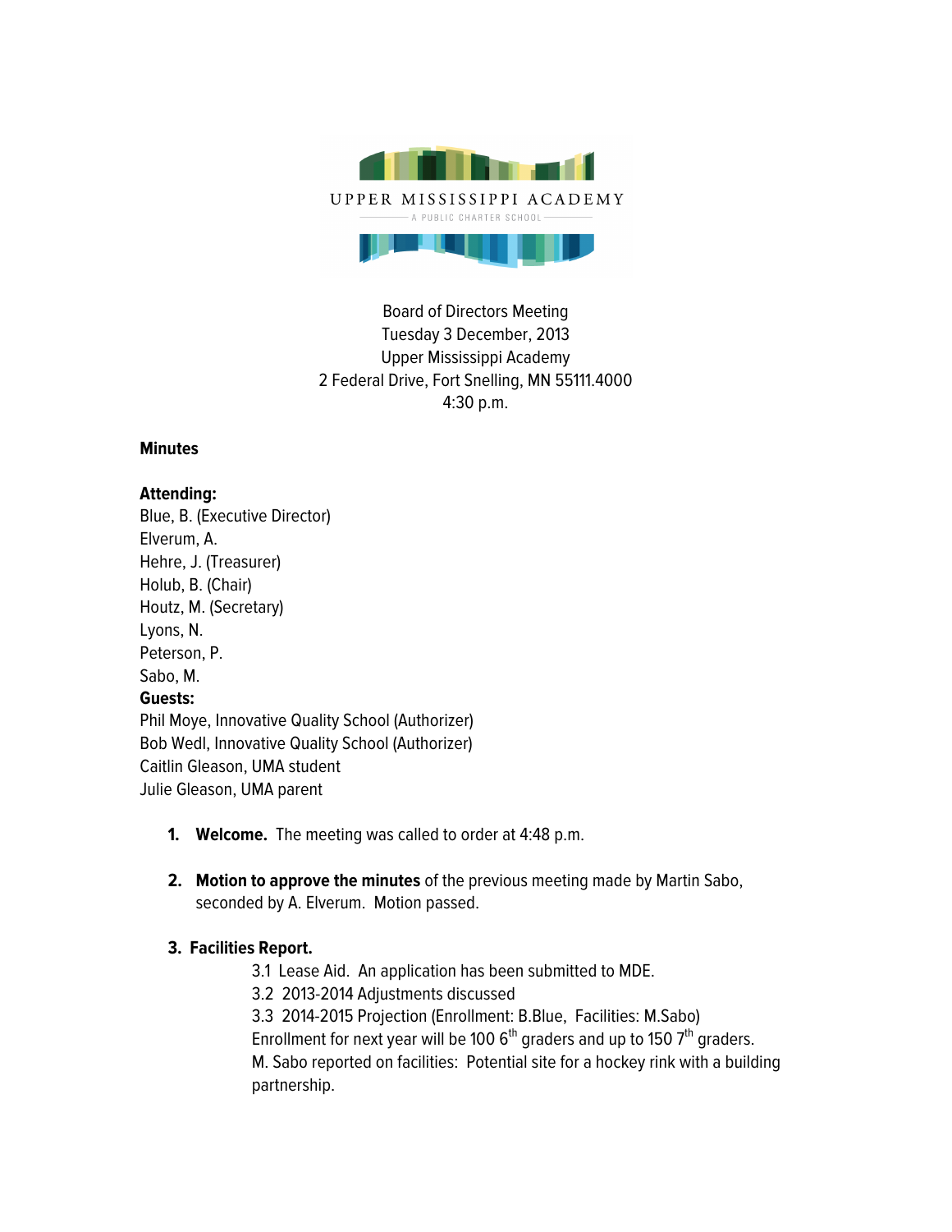UPPER MISSISSIPPI ACADEMY

A PUBLIC CHARTER SCHOOL

Board of Directors Meeting
Tuesday 3 December, 2013
Upper Mississippi Academy
2 Federal Drive, Fort Snelling, MN 55111.4000
4:30 p.m.

**Minutes**

**Attending:**
Blue, B. (Executive Director)
Elverum, A.
Hehre, J. (Treasurer)
Holub, B. (Chair)
Houtz, M. (Secretary)
Lyons, N.
Peterson, P.
Sabo, M.
**Guests:**
Phil Moye, Innovative Quality School (Authorizer)
Bob Wedl, Innovative Quality School (Authorizer)
Caitlin Gleason, UMA student
Julie Gleason, UMA parent

1. **Welcome.** The meeting was called to order at 4:48 p.m.

2. **Motion to approve the minutes** of the previous meeting made by Martin Sabo, seconded by A. Elverum. Motion passed.

3. **Facilities Report.**
   3.1 Lease Aid. An application has been submitted to MDE.
   3.2 2013-2014 Adjustments discussed
   3.3 2014-2015 Projection (Enrollment: B.Blue, Facilities: M.Sabo)
   Enrollment for next year will be 100 6th graders and up to 150 7th graders.
   M. Sabo reported on facilities: Potential site for a hockey rink with a building partnership.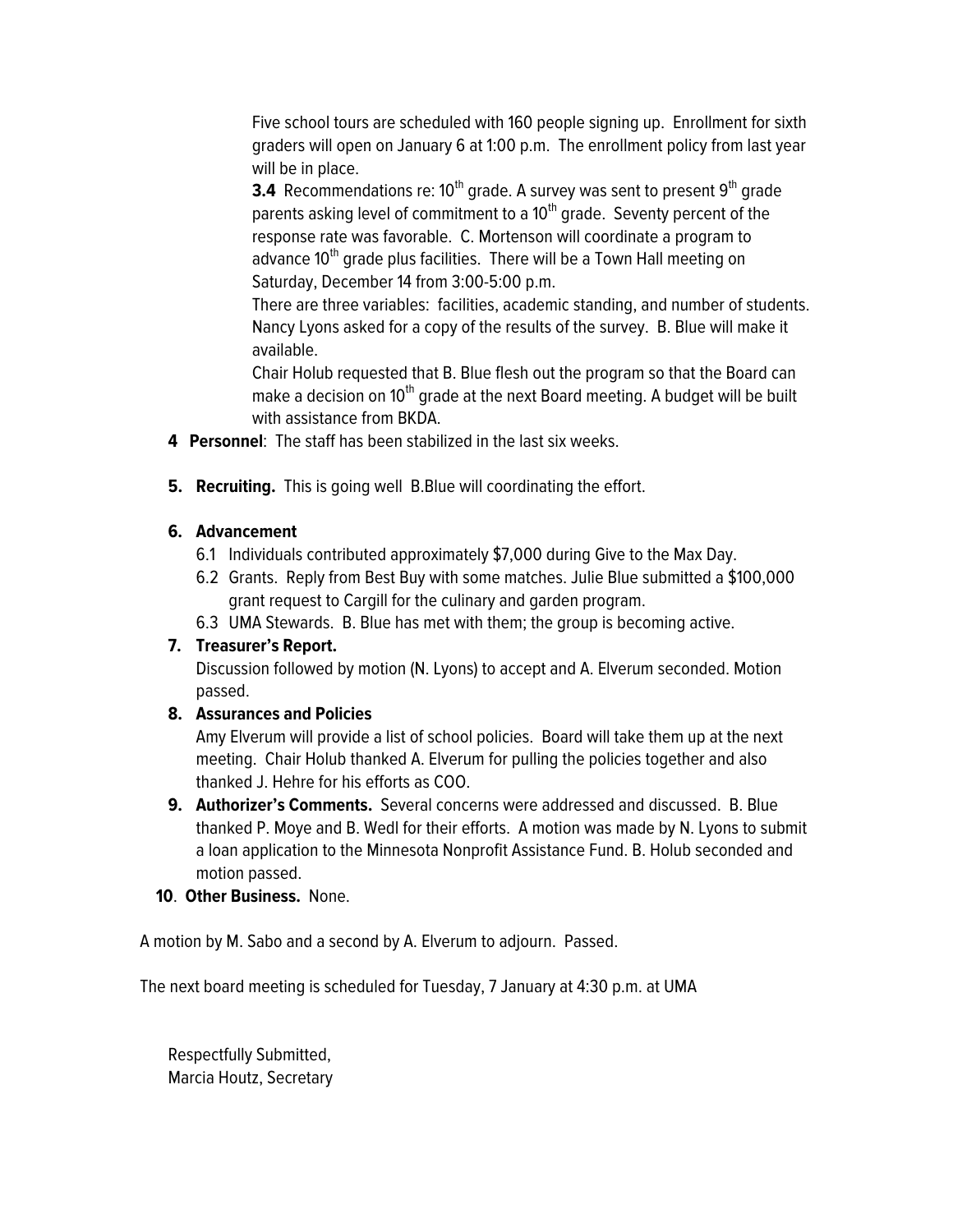Five school tours are scheduled with 160 people signing up. Enrollment for sixth graders will open on January 6 at 1:00 p.m. The enrollment policy from last year will be in place.

**3.4** Recommendations re: 10th grade. A survey was sent to present 9th grade parents asking level of commitment to a 10th grade. Seventy percent of the response rate was favorable. C. Mortenson will coordinate a program to advance 10th grade plus facilities. There will be a Town Hall meeting on Saturday, December 14 from 3:00-5:00 p.m.

There are three variables: facilities, academic standing, and number of students. Nancy Lyons asked for a copy of the results of the survey. B. Blue will make it available.

Chair Holub requested that B. Blue flesh out the program so that the Board can make a decision on 10th grade at the next Board meeting. A budget will be built with assistance from BKDA.

4 **Personnel**: The staff has been stabilized in the last six weeks.

5. **Recruiting.** This is going well B.Blue will coordinating the effort.

6. **Advancement**
   - 6.1 Individuals contributed approximately $7,000 during Give to the Max Day.
   - 6.2 Grants. Reply from Best Buy with some matches. Julie Blue submitted a $100,000 grant request to Cargill for the culinary and garden program.
   - 6.3 UMA Stewards. B. Blue has met with them; the group is becoming active.

7. **Treasurer's Report.**
   Discussion followed by motion (N. Lyons) to accept and A. Elverum seconded. Motion passed.

8. **Assurances and Policies**
   Amy Elverum will provide a list of school policies. Board will take them up at the next meeting. Chair Holub thanked A. Elverum for pulling the policies together and also thanked J. Hehre for his efforts as COO.

9. **Authorizer's Comments.** Several concerns were addressed and discussed. B. Blue thanked P. Moye and B. Wedl for their efforts. A motion was made by N. Lyons to submit a loan application to the Minnesota Nonprofit Assistance Fund. B. Holub seconded and motion passed.

10. **Other Business.** None.

A motion by M. Sabo and a second by A. Elverum to adjourn. Passed.

The next board meeting is scheduled for Tuesday, 7 January at 4:30 p.m. at UMA

Respectfully Submitted,
Marcia Houtz, Secretary